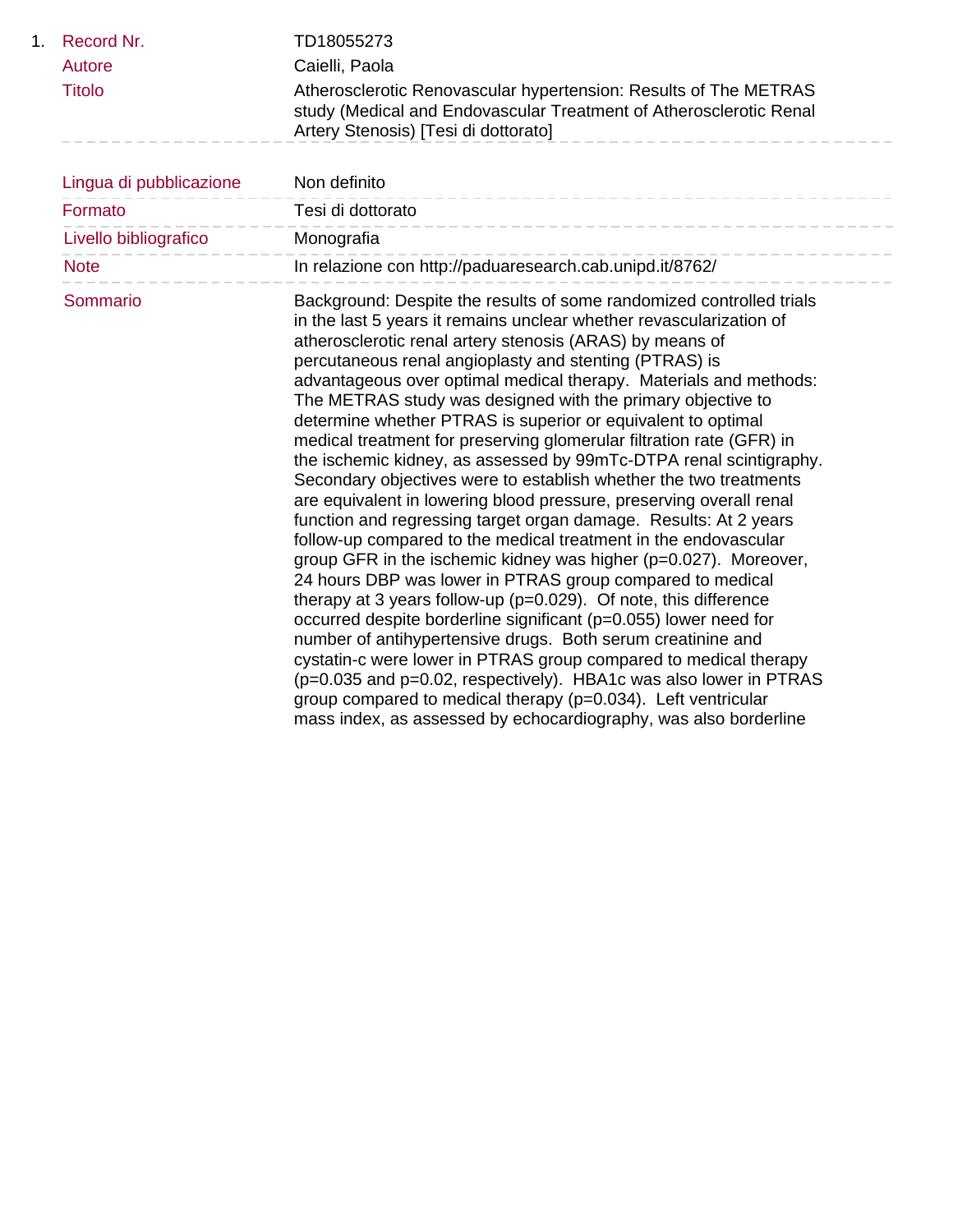1. **Record Nr.** TD18055273

| | |
|---|---|
| Autore | Caielli, Paola |
| Titolo | Atherosclerotic Renovascular hypertension: Results of The METRAS study (Medical and Endovascular Treatment of Atherosclerotic Renal Artery Stenosis) [Tesi di dottorato] |
| Lingua di pubblicazione | Non definito |
| Formato | Tesi di dottorato |
| Livello bibliografico | Monografia |
| Note | In relazione con http://paduaresearch.cab.unipd.it/8762/ |
| Sommario | Background: Despite the results of some randomized controlled trials in the last 5 years it remains unclear whether revascularization of atherosclerotic renal artery stenosis (ARAS) by means of percutaneous renal angioplasty and stenting (PTRAS) is advantageous over optimal medical therapy. Materials and methods: The METRAS study was designed with the primary objective to determine whether PTRAS is superior or equivalent to optimal medical treatment for preserving glomerular filtration rate (GFR) in the ischemic kidney, as assessed by 99mTc-DTPA renal scintigraphy. Secondary objectives were to establish whether the two treatments are equivalent in lowering blood pressure, preserving overall renal function and regressing target organ damage. Results: At 2 years follow-up compared to the medical treatment in the endovascular group GFR in the ischemic kidney was higher ($p=0.027$). Moreover, 24 hours DBP was lower in PTRAS group compared to medical therapy at 3 years follow-up ($p=0.029$). Of note, this difference occurred despite borderline significant ($p=0.055$) lower need for number of antihypertensive drugs. Both serum creatinine and cystatin-c were lower in PTRAS group compared to medical therapy ($p=0.035$ and $p=0.02$, respectively). HBA1c was also lower in PTRAS group compared to medical therapy ($p=0.034$). Left ventricular mass index, as assessed by echocardiography, was also borderline |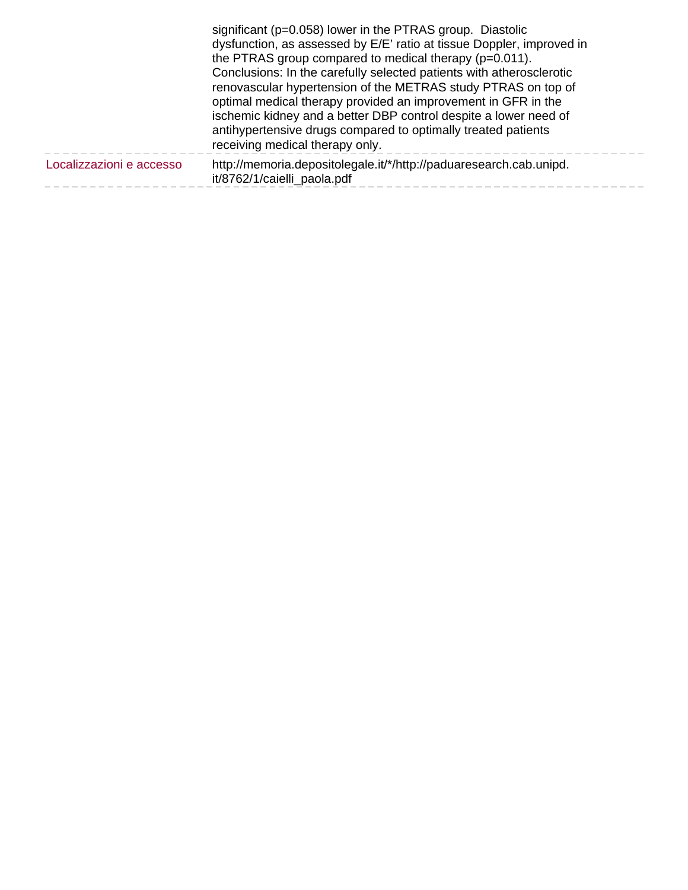| | |
|---|---|
| | significant (p=0.058) lower in the PTRAS group. Diastolic dysfunction, as assessed by E/E' ratio at tissue Doppler, improved in the PTRAS group compared to medical therapy (p=0.011). Conclusions: In the carefully selected patients with atherosclerotic renovascular hypertension of the METRAS study PTRAS on top of optimal medical therapy provided an improvement in GFR in the ischemic kidney and a better DBP control despite a lower need of antihypertensive drugs compared to optimally treated patients receiving medical therapy only. |
| Localizzazioni e accesso | http://memoria.depositolegale.it/*/http://paduaresearch.cab.unipd.it/8762/1/caielli_paola.pdf |